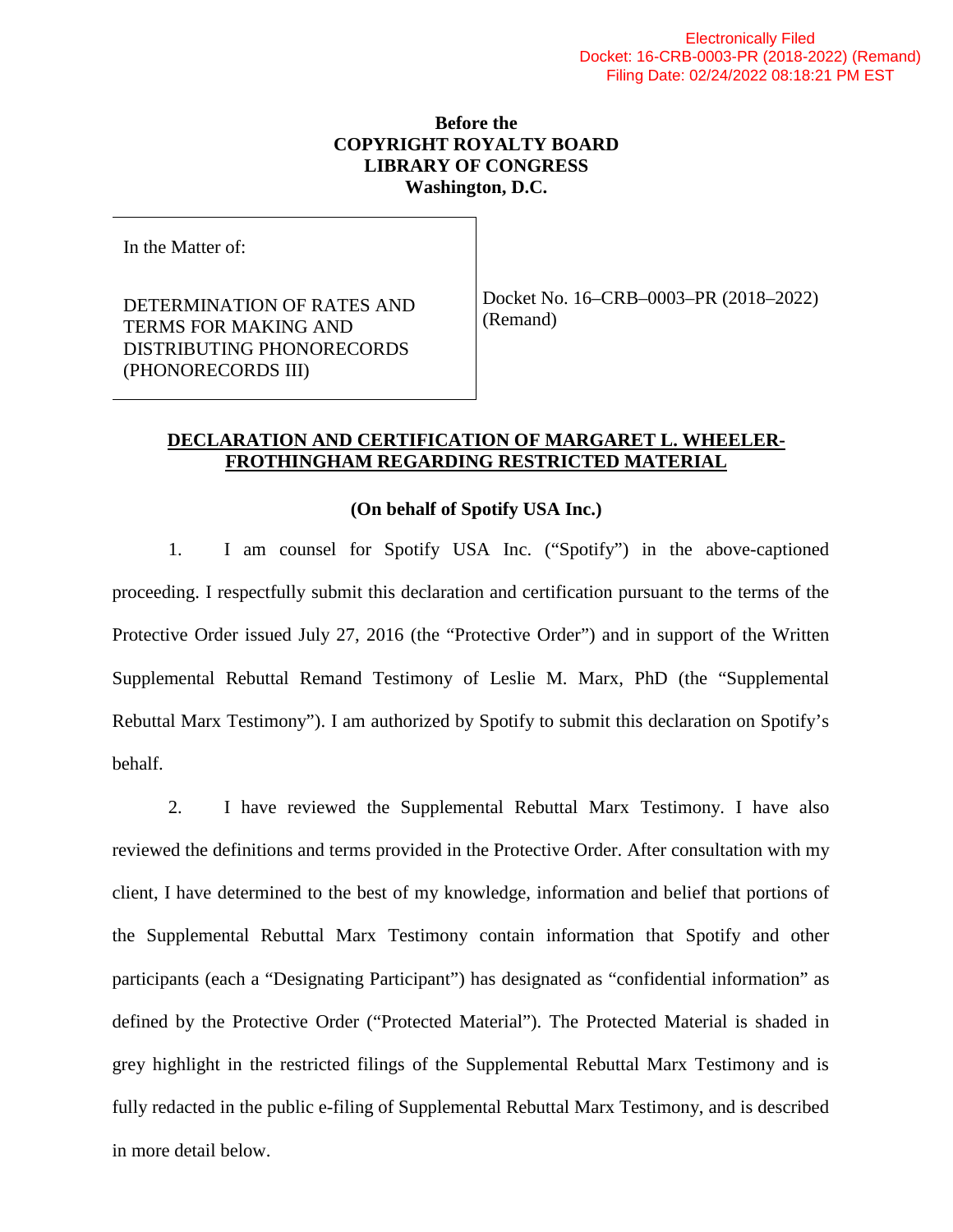Electronically Filed
Docket: 16-CRB-0003-PR (2018-2022) (Remand)
Filing Date: 02/24/2022 08:18:21 PM EST

**Before the**
**COPYRIGHT ROYALTY BOARD**
**LIBRARY OF CONGRESS**
**Washington, D.C.**

| In the Matter of: DETERMINATION OF RATES AND TERMS FOR MAKING AND DISTRIBUTING PHONORECORDS (PHONORECORDS III) | Docket No. 16–CRB–0003–PR (2018–2022) (Remand) |
| --- | --- |

## DECLARATION AND CERTIFICATION OF MARGARET L. WHEELER-FROTHINGHAM REGARDING RESTRICTED MATERIAL

**(On behalf of Spotify USA Inc.)**

1. I am counsel for Spotify USA Inc. ("Spotify") in the above-captioned proceeding. I respectfully submit this declaration and certification pursuant to the terms of the Protective Order issued July 27, 2016 (the "Protective Order") and in support of the Written Supplemental Rebuttal Remand Testimony of Leslie M. Marx, PhD (the "Supplemental Rebuttal Marx Testimony"). I am authorized by Spotify to submit this declaration on Spotify's behalf.

2. I have reviewed the Supplemental Rebuttal Marx Testimony. I have also reviewed the definitions and terms provided in the Protective Order. After consultation with my client, I have determined to the best of my knowledge, information and belief that portions of the Supplemental Rebuttal Marx Testimony contain information that Spotify and other participants (each a "Designating Participant") has designated as "confidential information" as defined by the Protective Order ("Protected Material"). The Protected Material is shaded in grey highlight in the restricted filings of the Supplemental Rebuttal Marx Testimony and is fully redacted in the public e-filing of Supplemental Rebuttal Marx Testimony, and is described in more detail below.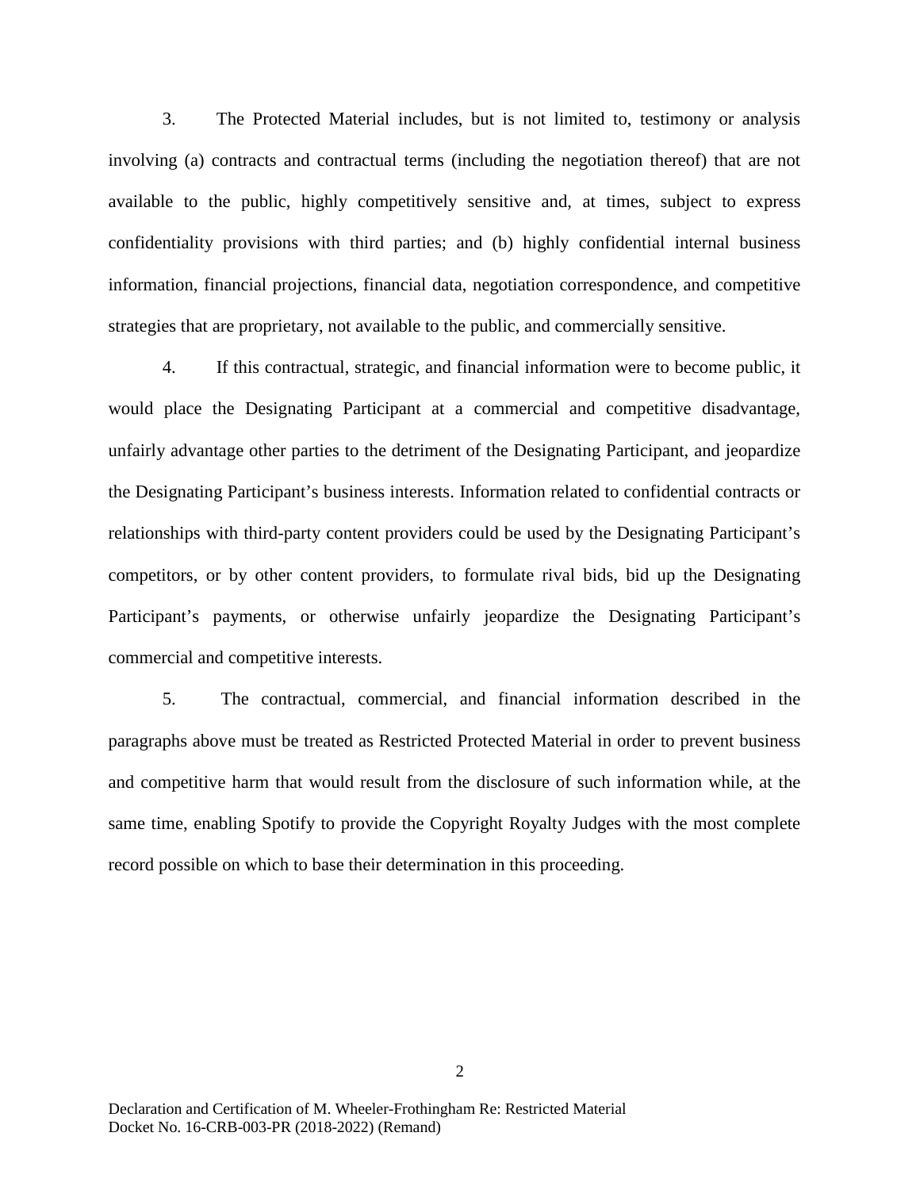3. The Protected Material includes, but is not limited to, testimony or analysis involving (a) contracts and contractual terms (including the negotiation thereof) that are not available to the public, highly competitively sensitive and, at times, subject to express confidentiality provisions with third parties; and (b) highly confidential internal business information, financial projections, financial data, negotiation correspondence, and competitive strategies that are proprietary, not available to the public, and commercially sensitive.

4. If this contractual, strategic, and financial information were to become public, it would place the Designating Participant at a commercial and competitive disadvantage, unfairly advantage other parties to the detriment of the Designating Participant, and jeopardize the Designating Participant's business interests. Information related to confidential contracts or relationships with third-party content providers could be used by the Designating Participant's competitors, or by other content providers, to formulate rival bids, bid up the Designating Participant's payments, or otherwise unfairly jeopardize the Designating Participant's commercial and competitive interests.

5. The contractual, commercial, and financial information described in the paragraphs above must be treated as Restricted Protected Material in order to prevent business and competitive harm that would result from the disclosure of such information while, at the same time, enabling Spotify to provide the Copyright Royalty Judges with the most complete record possible on which to base their determination in this proceeding.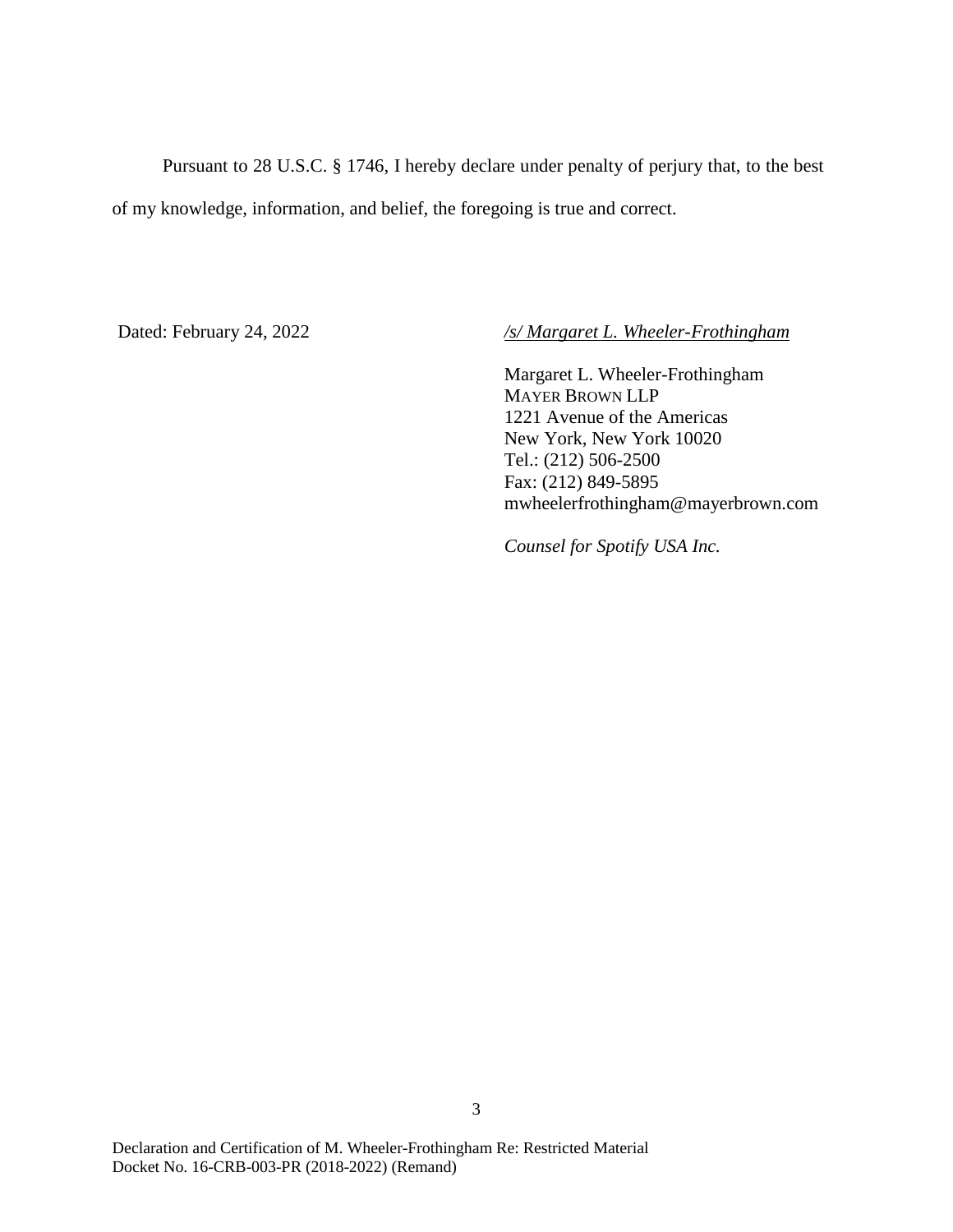Pursuant to 28 U.S.C. § 1746, I hereby declare under penalty of perjury that, to the best of my knowledge, information, and belief, the foregoing is true and correct.

Dated: February 24, 2022

*/s/ Margaret L. Wheeler-Frothingham*

Margaret L. Wheeler-Frothingham
MAYER BROWN LLP
1221 Avenue of the Americas
New York, New York 10020
Tel.: (212) 506-2500
Fax: (212) 849-5895
mwheelerfrothingham@mayerbrown.com

*Counsel for Spotify USA Inc.*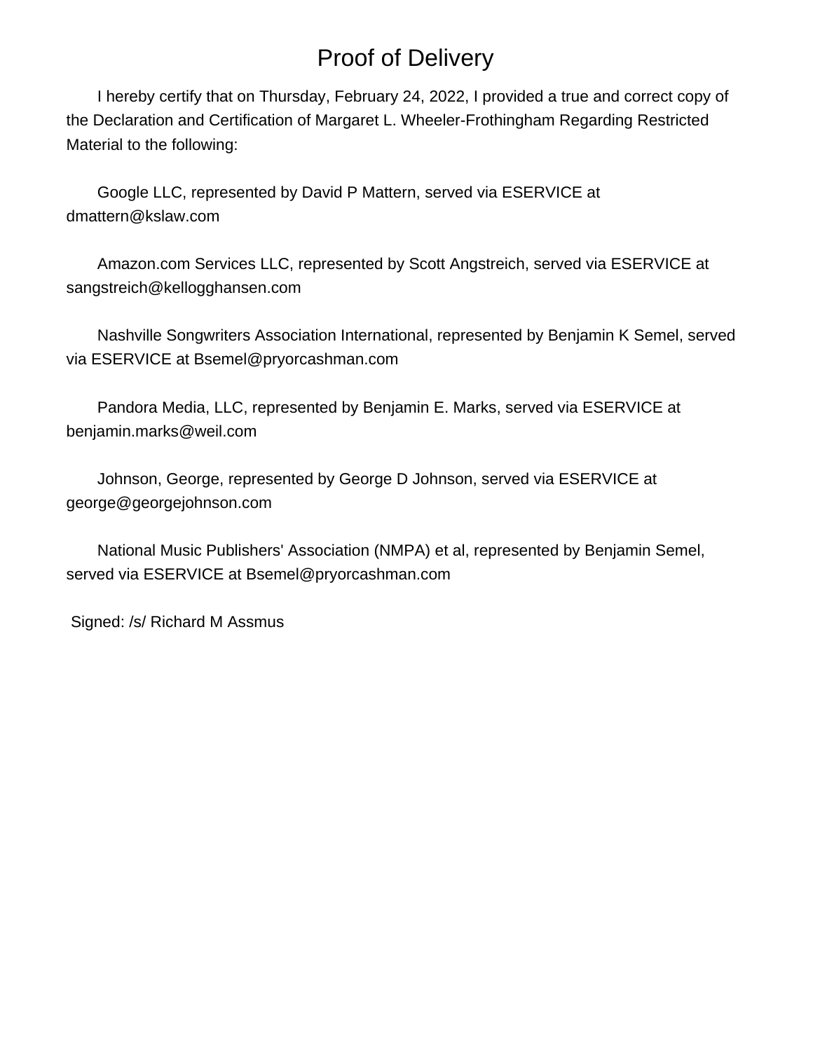# Proof of Delivery

I hereby certify that on Thursday, February 24, 2022, I provided a true and correct copy of the Declaration and Certification of Margaret L. Wheeler-Frothingham Regarding Restricted Material to the following:

Google LLC, represented by David P Mattern, served via ESERVICE at dmattern@kslaw.com

Amazon.com Services LLC, represented by Scott Angstreich, served via ESERVICE at sangstreich@kellogghansen.com

Nashville Songwriters Association International, represented by Benjamin K Semel, served via ESERVICE at Bsemel@pryorcashman.com

Pandora Media, LLC, represented by Benjamin E. Marks, served via ESERVICE at benjamin.marks@weil.com

Johnson, George, represented by George D Johnson, served via ESERVICE at george@georgejohnson.com

National Music Publishers' Association (NMPA) et al, represented by Benjamin Semel, served via ESERVICE at Bsemel@pryorcashman.com

Signed: /s/ Richard M Assmus